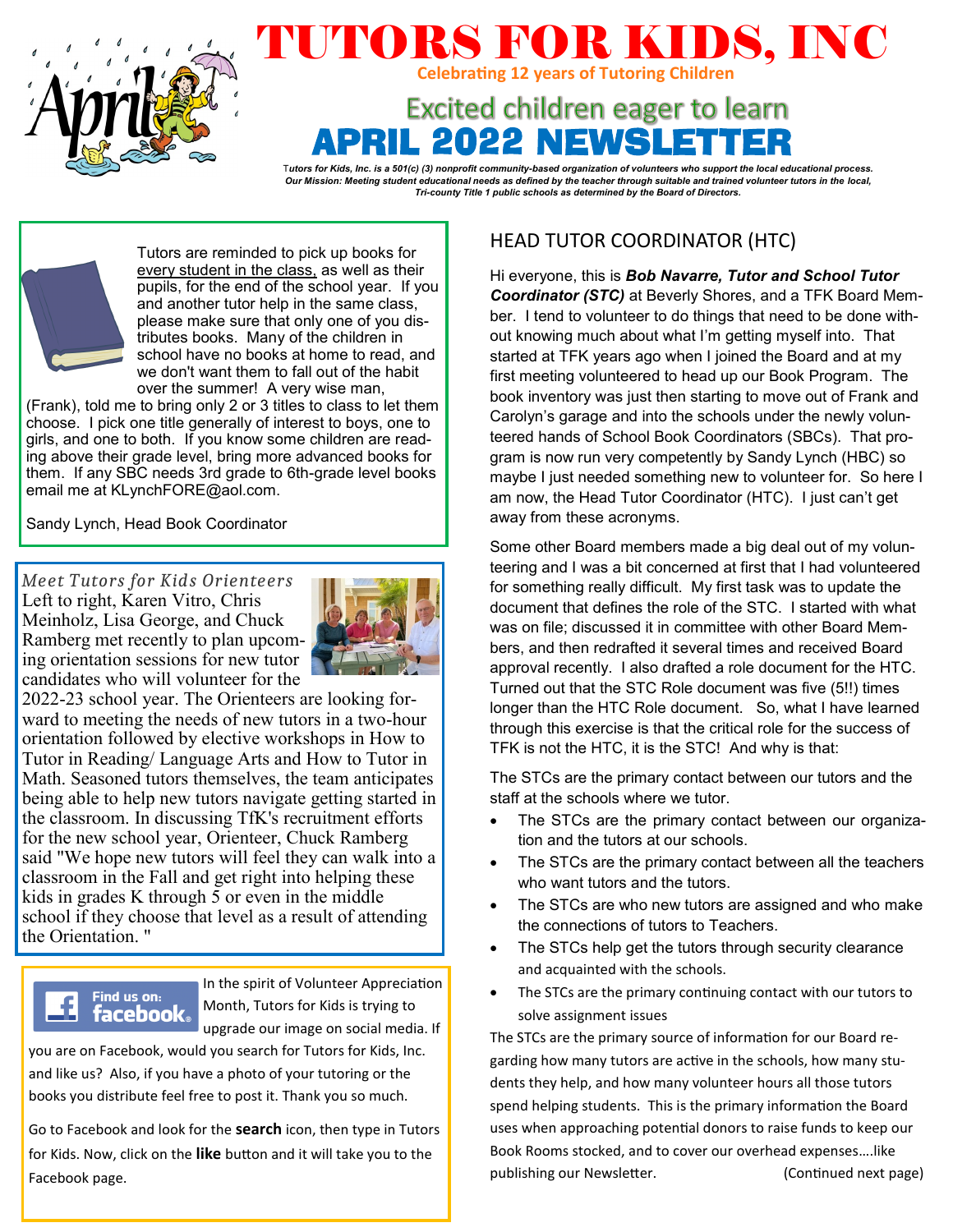# TUTORS FOR KIDS, INC

**Celebrating 12 years of Tutoring Children**

## Excited children eager to learn

# APRIL 2022 NEWSLETTER

***Tutors for Kids, Inc. is a 501(c) (3) nonprofit community-based organization of volunteers who support the local educational process. Our Mission: Meeting student educational needs as defined by the teacher through suitable and trained volunteer tutors in the local, Tri-county Title 1 public schools as determined by the Board of Directors.***

Tutors are reminded to pick up books for every student in the class, as well as their pupils, for the end of the school year. If you and another tutor help in the same class, please make sure that only one of you distributes books. Many of the children in school have no books at home to read, and we don't want them to fall out of the habit over the summer! A very wise man, (Frank), told me to bring only 2 or 3 titles to class to let them choose. I pick one title generally of interest to boys, one to girls, and one to both. If you know some children are reading above their grade level, bring more advanced books for them. If any SBC needs 3rd grade to 6th-grade level books email me at KLynchFORE@aol.com.

Sandy Lynch, Head Book Coordinator

### *Meet Tutors for Kids Orienteers*

Left to right, Karen Vitro, Chris Meinholz, Lisa George, and Chuck Ramberg met recently to plan upcoming orientation sessions for new tutor candidates who will volunteer for the 2022-23 school year. The Orienteers are looking forward to meeting the needs of new tutors in a two-hour orientation followed by elective workshops in How to Tutor in Reading/ Language Arts and How to Tutor in Math. Seasoned tutors themselves, the team anticipates being able to help new tutors navigate getting started in the classroom. In discussing TfK's recruitment efforts for the new school year, Orienteer, Chuck Ramberg said "We hope new tutors will feel they can walk into a classroom in the Fall and get right into helping these kids in grades K through 5 or even in the middle school if they choose that level as a result of attending the Orientation. "

Find us on: facebook

In the spirit of Volunteer Appreciation Month, Tutors for Kids is trying to upgrade our image on social media. If you are on Facebook, would you search for Tutors for Kids, Inc. and like us? Also, if you have a photo of your tutoring or the books you distribute feel free to post it. Thank you so much.

Go to Facebook and look for the **search** icon, then type in Tutors for Kids. Now, click on the **like** button and it will take you to the Facebook page.

## HEAD TUTOR COORDINATOR (HTC)

Hi everyone, this is ***Bob Navarre, Tutor and School Tutor Coordinator (STC)*** at Beverly Shores, and a TFK Board Member. I tend to volunteer to do things that need to be done without knowing much about what I'm getting myself into. That started at TFK years ago when I joined the Board and at my first meeting volunteered to head up our Book Program. The book inventory was just then starting to move out of Frank and Carolyn's garage and into the schools under the newly volunteered hands of School Book Coordinators (SBCs). That program is now run very competently by Sandy Lynch (HBC) so maybe I just needed something new to volunteer for. So here I am now, the Head Tutor Coordinator (HTC). I just can't get away from these acronyms.

Some other Board members made a big deal out of my volunteering and I was a bit concerned at first that I had volunteered for something really difficult. My first task was to update the document that defines the role of the STC. I started with what was on file; discussed it in committee with other Board Members, and then redrafted it several times and received Board approval recently. I also drafted a role document for the HTC. Turned out that the STC Role document was five (5!!) times longer than the HTC Role document. So, what I have learned through this exercise is that the critical role for the success of TFK is not the HTC, it is the STC! And why is that:

The STCs are the primary contact between our tutors and the staff at the schools where we tutor.

- The STCs are the primary contact between our organization and the tutors at our schools.
- The STCs are the primary contact between all the teachers who want tutors and the tutors.
- The STCs are who new tutors are assigned and who make the connections of tutors to Teachers.
- The STCs help get the tutors through security clearance and acquainted with the schools.
- The STCs are the primary continuing contact with our tutors to solve assignment issues

The STCs are the primary source of information for our Board regarding how many tutors are active in the schools, how many students they help, and how many volunteer hours all those tutors spend helping students. This is the primary information the Board uses when approaching potential donors to raise funds to keep our Book Rooms stocked, and to cover our overhead expenses….like publishing our Newsletter. (Continued next page)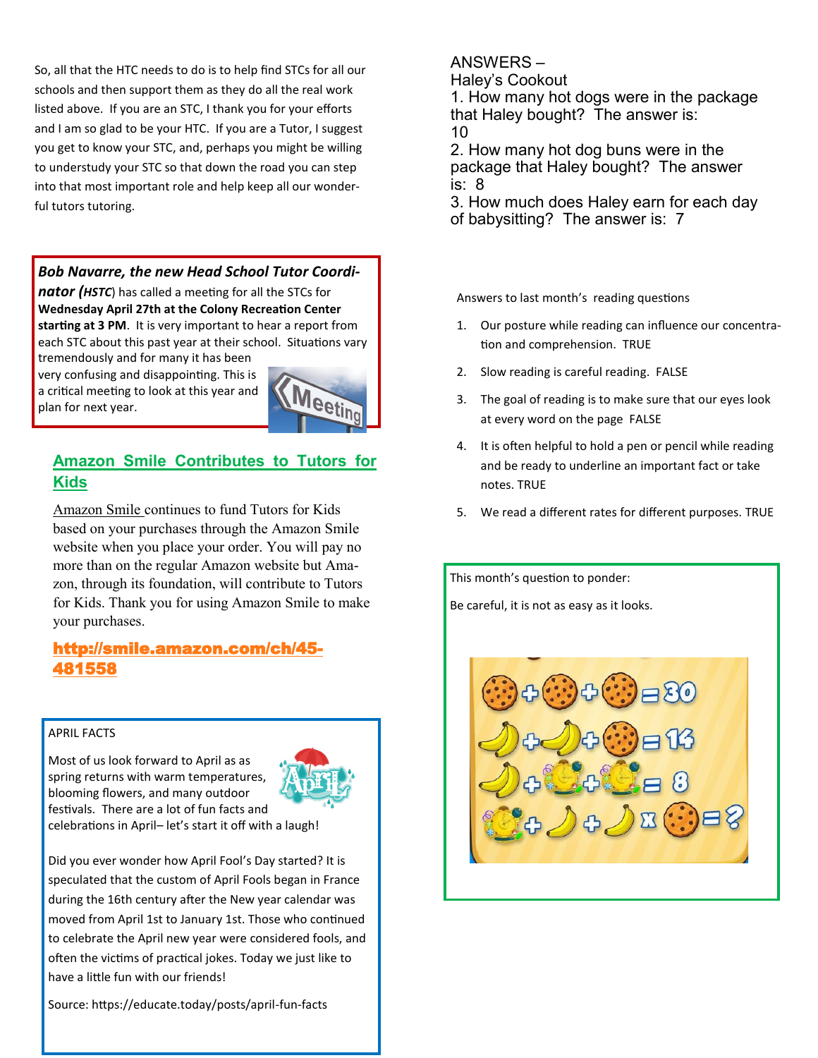So, all that the HTC needs to do is to help find STCs for all our schools and then support them as they do all the real work listed above. If you are an STC, I thank you for your efforts and I am so glad to be your HTC. If you are a Tutor, I suggest you get to know your STC, and, perhaps you might be willing to understudy your STC so that down the road you can step into that most important role and help keep all our wonderful tutors tutoring.

***Bob Navarre, the new Head School Tutor Coordinator (HSTC)*** has called a meeting for all the STCs for **Wednesday April 27th at the Colony Recreation Center starting at 3 PM**. It is very important to hear a report from each STC about this past year at their school. Situations vary tremendously and for many it has been very confusing and disappointing. This is a critical meeting to look at this year and plan for next year.

## Amazon Smile Contributes to Tutors for Kids

Amazon Smile continues to fund Tutors for Kids based on your purchases through the Amazon Smile website when you place your order. You will pay no more than on the regular Amazon website but Amazon, through its foundation, will contribute to Tutors for Kids. Thank you for using Amazon Smile to make your purchases.

**http://smile.amazon.com/ch/45-481558**

APRIL FACTS

Most of us look forward to April as as spring returns with warm temperatures, blooming flowers, and many outdoor festivals. There are a lot of fun facts and celebrations in April– let's start it off with a laugh!

Did you ever wonder how April Fool's Day started? It is speculated that the custom of April Fools began in France during the 16th century after the New year calendar was moved from April 1st to January 1st. Those who continued to celebrate the April new year were considered fools, and often the victims of practical jokes. Today we just like to have a little fun with our friends!

Source: https://educate.today/posts/april-fun-facts

ANSWERS –
Haley's Cookout

1. How many hot dogs were in the package that Haley bought? The answer is: 10
2. How many hot dog buns were in the package that Haley bought? The answer is: 8
3. How much does Haley earn for each day of babysitting? The answer is: 7

Answers to last month's reading questions

1. Our posture while reading can influence our concentration and comprehension. TRUE
2. Slow reading is careful reading. FALSE
3. The goal of reading is to make sure that our eyes look at every word on the page FALSE
4. It is often helpful to hold a pen or pencil while reading and be ready to underline an important fact or take notes. TRUE
5. We read a different rates for different purposes. TRUE

This month's question to ponder:

Be careful, it is not as easy as it looks.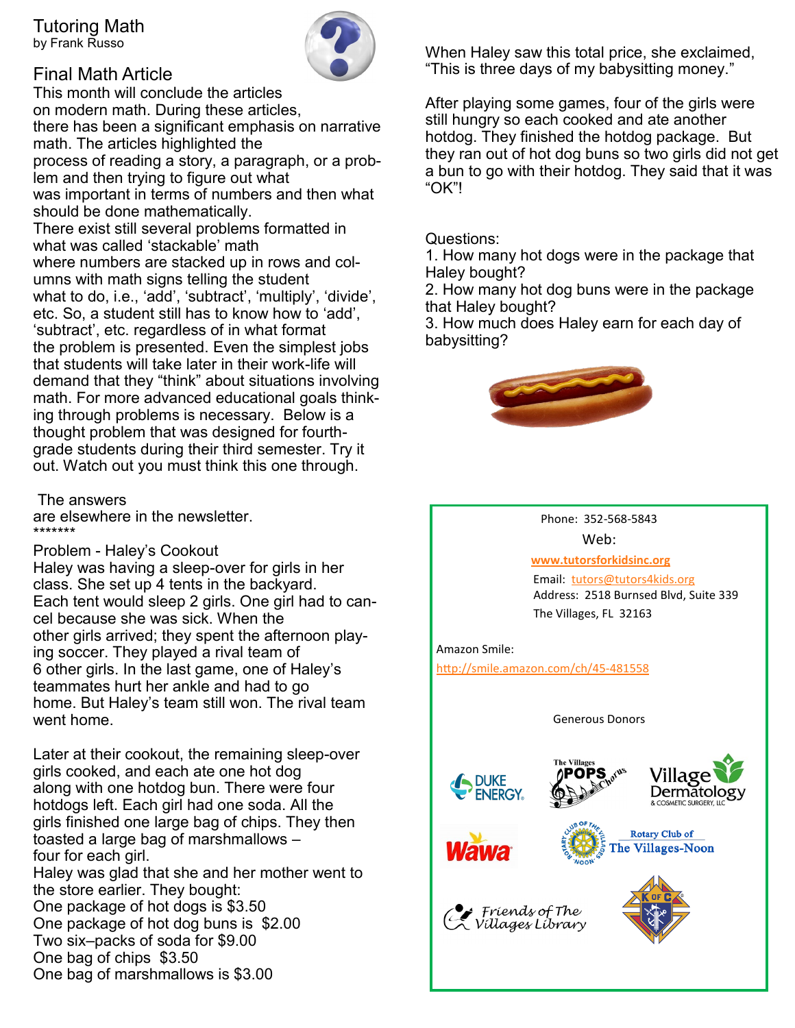# Tutoring Math

by Frank Russo

## Final Math Article

This month will conclude the articles on modern math. During these articles, there has been a significant emphasis on narrative math. The articles highlighted the process of reading a story, a paragraph, or a problem and then trying to figure out what was important in terms of numbers and then what should be done mathematically.

There exist still several problems formatted in what was called 'stackable' math where numbers are stacked up in rows and columns with math signs telling the student what to do, i.e., 'add', 'subtract', 'multiply', 'divide', etc. So, a student still has to know how to 'add', 'subtract', etc. regardless of in what format the problem is presented. Even the simplest jobs that students will take later in their work-life will demand that they "think" about situations involving math. For more advanced educational goals thinking through problems is necessary. Below is a thought problem that was designed for fourth-grade students during their third semester. Try it out. Watch out you must think this one through.

The answers are elsewhere in the newsletter.

*******

Problem - Haley's Cookout

Haley was having a sleep-over for girls in her class. She set up 4 tents in the backyard. Each tent would sleep 2 girls. One girl had to cancel because she was sick. When the other girls arrived; they spent the afternoon playing soccer. They played a rival team of 6 other girls. In the last game, one of Haley's teammates hurt her ankle and had to go home. But Haley's team still won. The rival team went home.

Later at their cookout, the remaining sleep-over girls cooked, and each ate one hot dog along with one hotdog bun. There were four hotdogs left. Each girl had one soda. All the girls finished one large bag of chips. They then toasted a large bag of marshmallows – four for each girl.

Haley was glad that she and her mother went to the store earlier. They bought:

One package of hot dogs is $3.50
One package of hot dog buns is $2.00
Two six–packs of soda for $9.00
One bag of chips $3.50
One bag of marshmallows is $3.00

When Haley saw this total price, she exclaimed, "This is three days of my babysitting money."

After playing some games, four of the girls were still hungry so each cooked and ate another hotdog. They finished the hotdog package. But they ran out of hot dog buns so two girls did not get a bun to go with their hotdog. They said that it was "OK"!

Questions:

1. How many hot dogs were in the package that Haley bought?
2. How many hot dog buns were in the package that Haley bought?
3. How much does Haley earn for each day of babysitting?

Phone: 352-568-5843

Web:

www.tutorsforkidsinc.org

Email: tutors@tutors4kids.org

Address: 2518 Burnsed Blvd, Suite 339

The Villages, FL 32163

Amazon Smile:

http://smile.amazon.com/ch/45-481558

Generous Donors

Duke Energy
The Villages Pops Chorus
Village Dermatology & Cosmetic Surgery, LLC
Wawa
Rotary Club of The Villages-Noon
Friends of The Villages Library
K of C